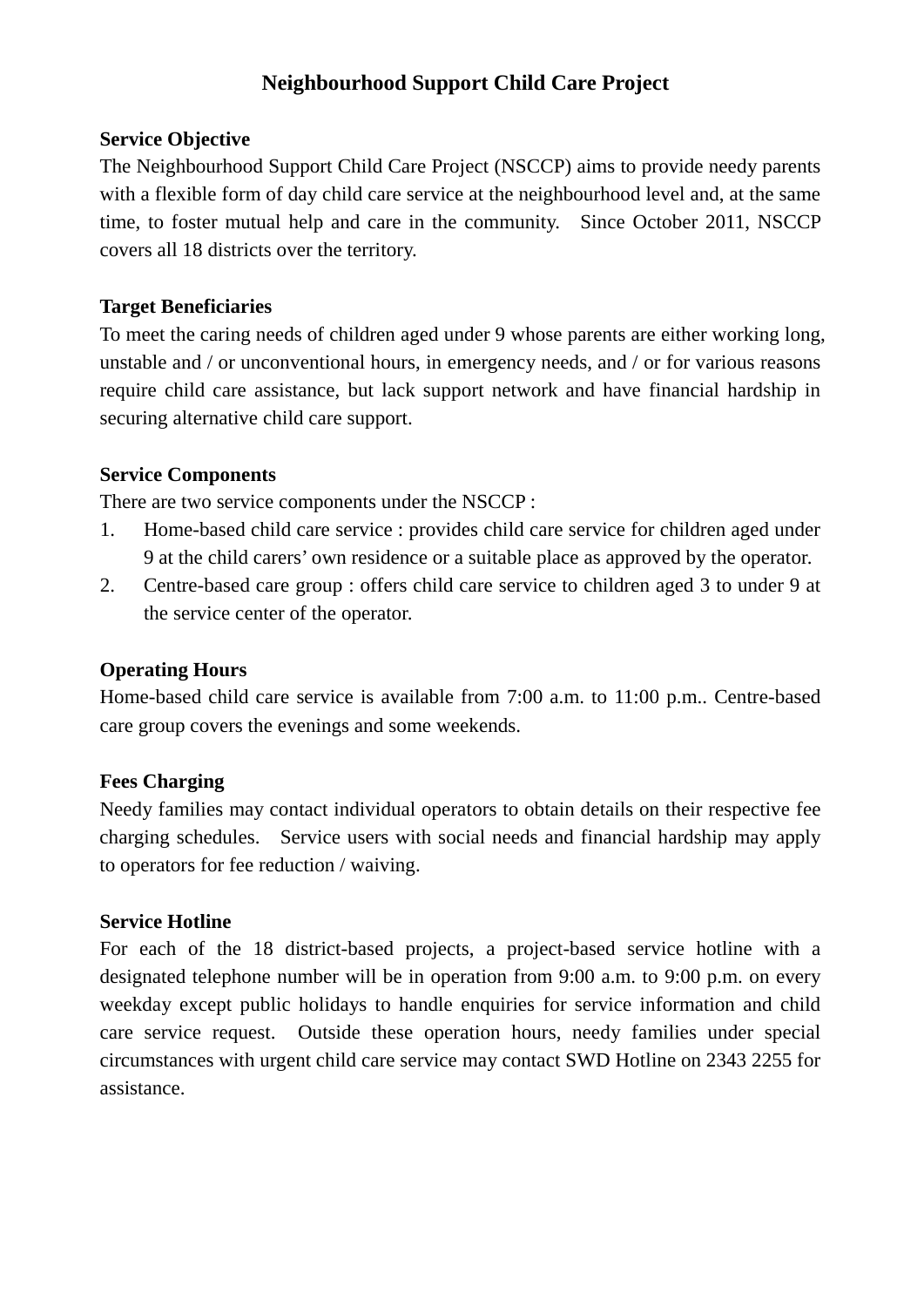# Neighbourhood Support Child Care Project

**Service Objective**

The Neighbourhood Support Child Care Project (NSCCP) aims to provide needy parents with a flexible form of day child care service at the neighbourhood level and, at the same time, to foster mutual help and care in the community. Since October 2011, NSCCP covers all 18 districts over the territory.

**Target Beneficiaries**

To meet the caring needs of children aged under 9 whose parents are either working long, unstable and / or unconventional hours, in emergency needs, and / or for various reasons require child care assistance, but lack support network and have financial hardship in securing alternative child care support.

**Service Components**

There are two service components under the NSCCP :

1. Home-based child care service : provides child care service for children aged under 9 at the child carers' own residence or a suitable place as approved by the operator.
2. Centre-based care group : offers child care service to children aged 3 to under 9 at the service center of the operator.

**Operating Hours**

Home-based child care service is available from 7:00 a.m. to 11:00 p.m.. Centre-based care group covers the evenings and some weekends.

**Fees Charging**

Needy families may contact individual operators to obtain details on their respective fee charging schedules. Service users with social needs and financial hardship may apply to operators for fee reduction / waiving.

**Service Hotline**

For each of the 18 district-based projects, a project-based service hotline with a designated telephone number will be in operation from 9:00 a.m. to 9:00 p.m. on every weekday except public holidays to handle enquiries for service information and child care service request. Outside these operation hours, needy families under special circumstances with urgent child care service may contact SWD Hotline on 2343 2255 for assistance.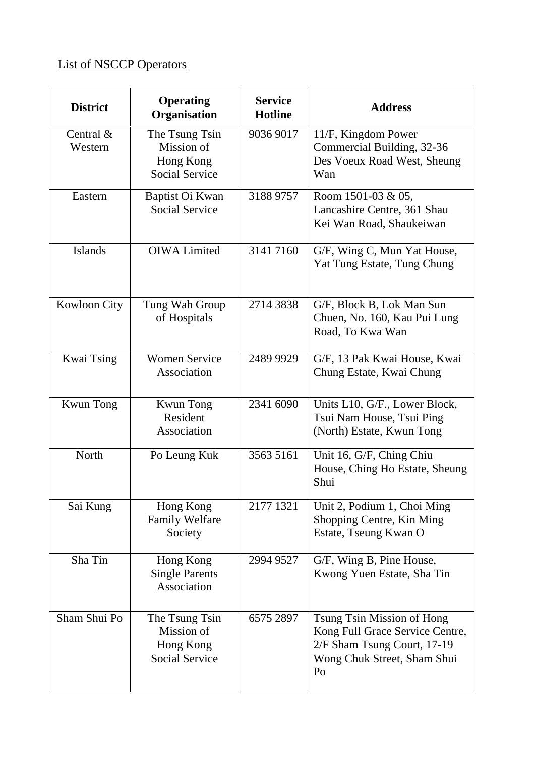List of NSCCP Operators

| District | Operating Organisation | Service Hotline | Address |
| --- | --- | --- | --- |
| Central & Western | The Tsung Tsin Mission of Hong Kong Social Service | 9036 9017 | 11/F, Kingdom Power Commercial Building, 32-36 Des Voeux Road West, Sheung Wan |
| Eastern | Baptist Oi Kwan Social Service | 3188 9757 | Room 1501-03 & 05, Lancashire Centre, 361 Shau Kei Wan Road, Shaukeiwan |
| Islands | OIWA Limited | 3141 7160 | G/F, Wing C, Mun Yat House, Yat Tung Estate, Tung Chung |
| Kowloon City | Tung Wah Group of Hospitals | 2714 3838 | G/F, Block B, Lok Man Sun Chuen, No. 160, Kau Pui Lung Road, To Kwa Wan |
| Kwai Tsing | Women Service Association | 2489 9929 | G/F, 13 Pak Kwai House, Kwai Chung Estate, Kwai Chung |
| Kwun Tong | Kwun Tong Resident Association | 2341 6090 | Units L10, G/F., Lower Block, Tsui Nam House, Tsui Ping (North) Estate, Kwun Tong |
| North | Po Leung Kuk | 3563 5161 | Unit 16, G/F, Ching Chiu House, Ching Ho Estate, Sheung Shui |
| Sai Kung | Hong Kong Family Welfare Society | 2177 1321 | Unit 2, Podium 1, Choi Ming Shopping Centre, Kin Ming Estate, Tseung Kwan O |
| Sha Tin | Hong Kong Single Parents Association | 2994 9527 | G/F, Wing B, Pine House, Kwong Yuen Estate, Sha Tin |
| Sham Shui Po | The Tsung Tsin Mission of Hong Kong Social Service | 6575 2897 | Tsung Tsin Mission of Hong Kong Full Grace Service Centre, 2/F Sham Tsung Court, 17-19 Wong Chuk Street, Sham Shui Po |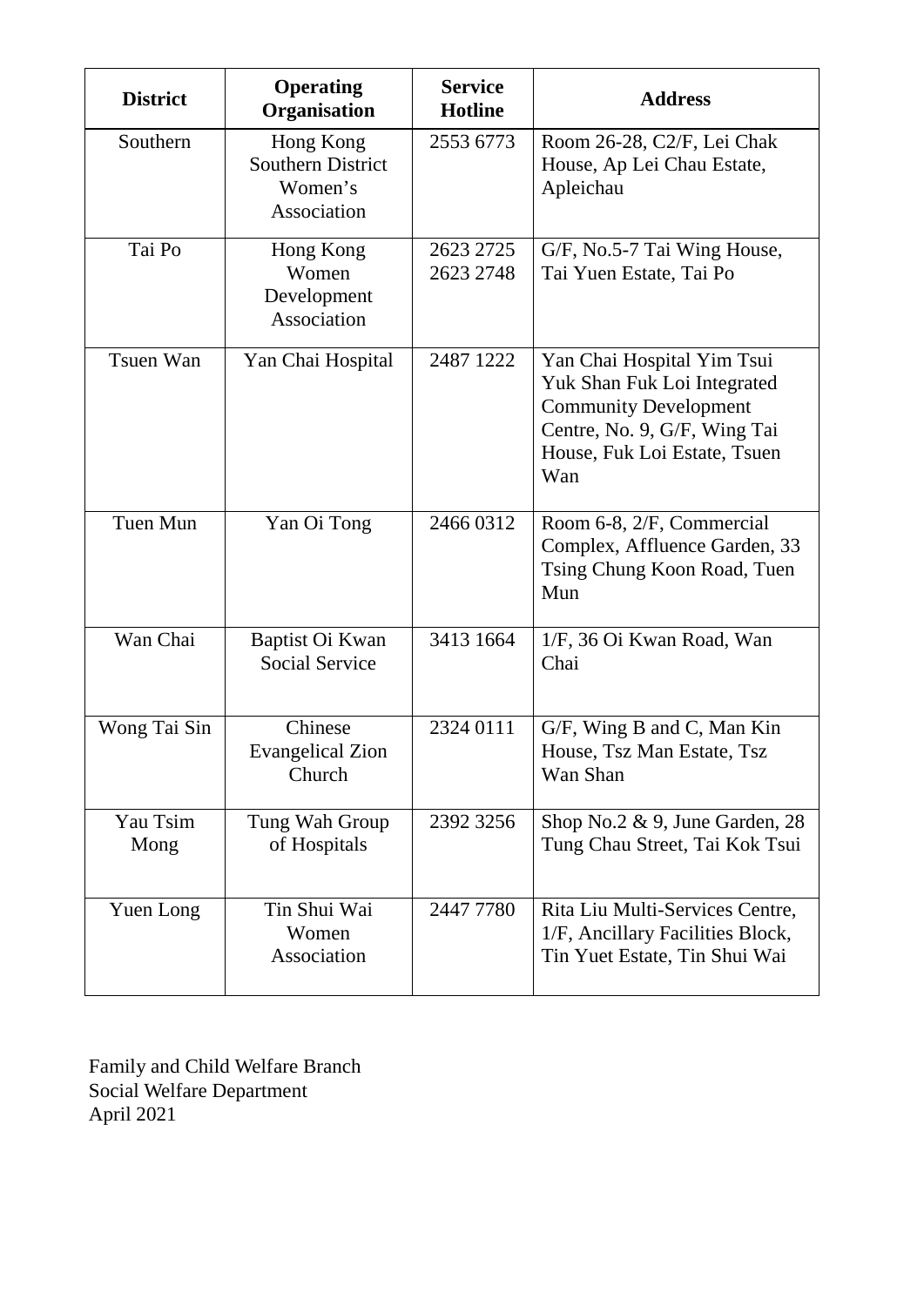| District | Operating Organisation | Service Hotline | Address |
|---|---|---|---|
| Southern | Hong Kong Southern District Women's Association | 2553 6773 | Room 26-28, C2/F, Lei Chak House, Ap Lei Chau Estate, Apleichau |
| Tai Po | Hong Kong Women Development Association | 2623 2725<br>2623 2748 | G/F, No.5-7 Tai Wing House, Tai Yuen Estate, Tai Po |
| Tsuen Wan | Yan Chai Hospital | 2487 1222 | Yan Chai Hospital Yim Tsui Yuk Shan Fuk Loi Integrated Community Development Centre, No. 9, G/F, Wing Tai House, Fuk Loi Estate, Tsuen Wan |
| Tuen Mun | Yan Oi Tong | 2466 0312 | Room 6-8, 2/F, Commercial Complex, Affluence Garden, 33 Tsing Chung Koon Road, Tuen Mun |
| Wan Chai | Baptist Oi Kwan Social Service | 3413 1664 | 1/F, 36 Oi Kwan Road, Wan Chai |
| Wong Tai Sin | Chinese Evangelical Zion Church | 2324 0111 | G/F, Wing B and C, Man Kin House, Tsz Man Estate, Tsz Wan Shan |
| Yau Tsim Mong | Tung Wah Group of Hospitals | 2392 3256 | Shop No.2 & 9, June Garden, 28 Tung Chau Street, Tai Kok Tsui |
| Yuen Long | Tin Shui Wai Women Association | 2447 7780 | Rita Liu Multi-Services Centre, 1/F, Ancillary Facilities Block, Tin Yuet Estate, Tin Shui Wai |

Family and Child Welfare Branch
Social Welfare Department
April 2021